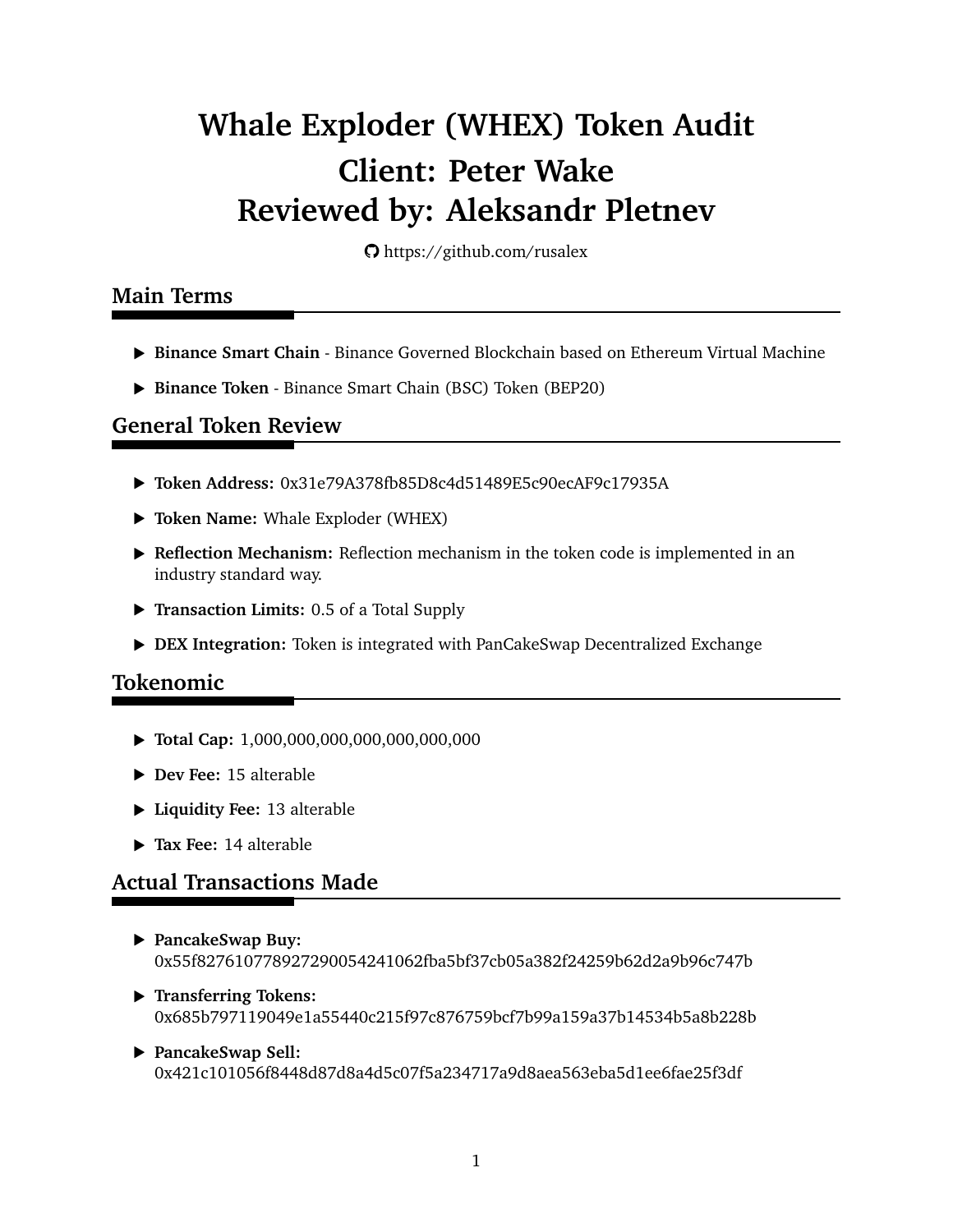# Whale Exploder (WHEX) Token Audit
# Client: Peter Wake
# Reviewed by: Aleksandr Pletnev

https://github.com/rusalex

## Main Terms

- **Binance Smart Chain** - Binance Governed Blockchain based on Ethereum Virtual Machine
- **Binance Token** - Binance Smart Chain (BSC) Token (BEP20)

## General Token Review

- **Token Address:** 0x31e79A378fb85D8c4d51489E5c90ecAF9c17935A
- **Token Name:** Whale Exploder (WHEX)
- **Reflection Mechanism:** Reflection mechanism in the token code is implemented in an industry standard way.
- **Transaction Limits:** 0.5 of a Total Supply
- **DEX Integration:** Token is integrated with PanCakeSwap Decentralized Exchange

## Tokenomic

- **Total Cap:** 1,000,000,000,000,000,000,000
- **Dev Fee:** 15 alterable
- **Liquidity Fee:** 13 alterable
- **Tax Fee:** 14 alterable

## Actual Transactions Made

- **PancakeSwap Buy:**
  0x55f827610778927290054241062fba5bf37cb05a382f24259b62d2a9b96c747b
- **Transferring Tokens:**
  0x685b797119049e1a55440c215f97c876759bcf7b99a159a37b14534b5a8b228b
- **PancakeSwap Sell:**
  0x421c101056f8448d87d8a4d5c07f5a234717a9d8aea563eba5d1ee6fae25f3df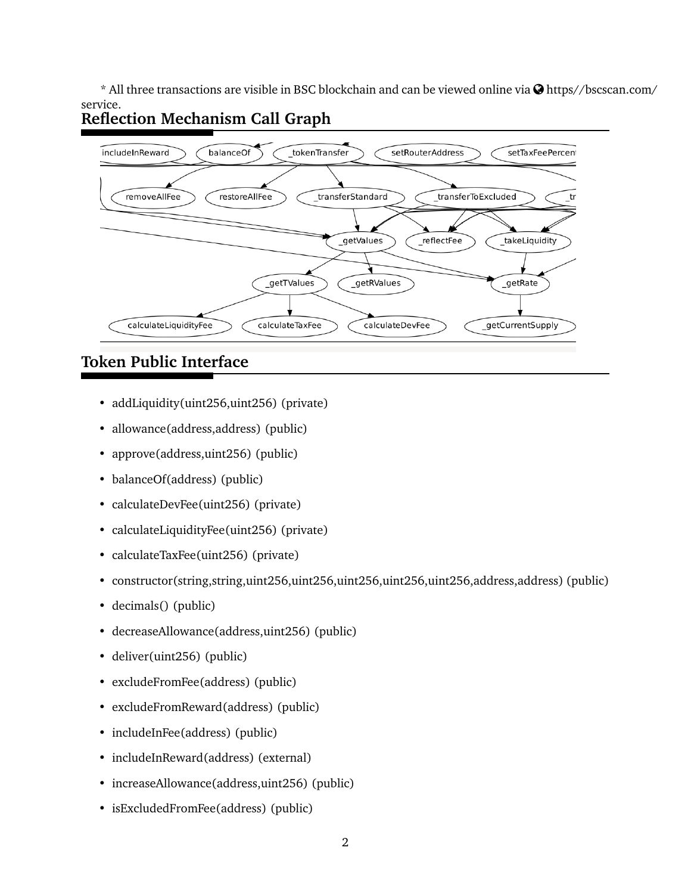\* All three transactions are visible in BSC blockchain and can be viewed online via 🌍 https//bscscan.com/ service.

## Reflection Mechanism Call Graph

## Token Public Interface

- addLiquidity(uint256,uint256) (private)
- allowance(address,address) (public)
- approve(address,uint256) (public)
- balanceOf(address) (public)
- calculateDevFee(uint256) (private)
- calculateLiquidityFee(uint256) (private)
- calculateTaxFee(uint256) (private)
- constructor(string,string,uint256,uint256,uint256,uint256,uint256,address,address) (public)
- decimals() (public)
- decreaseAllowance(address,uint256) (public)
- deliver(uint256) (public)
- excludeFromFee(address) (public)
- excludeFromReward(address) (public)
- includeInFee(address) (public)
- includeInReward(address) (external)
- increaseAllowance(address,uint256) (public)
- isExcludedFromFee(address) (public)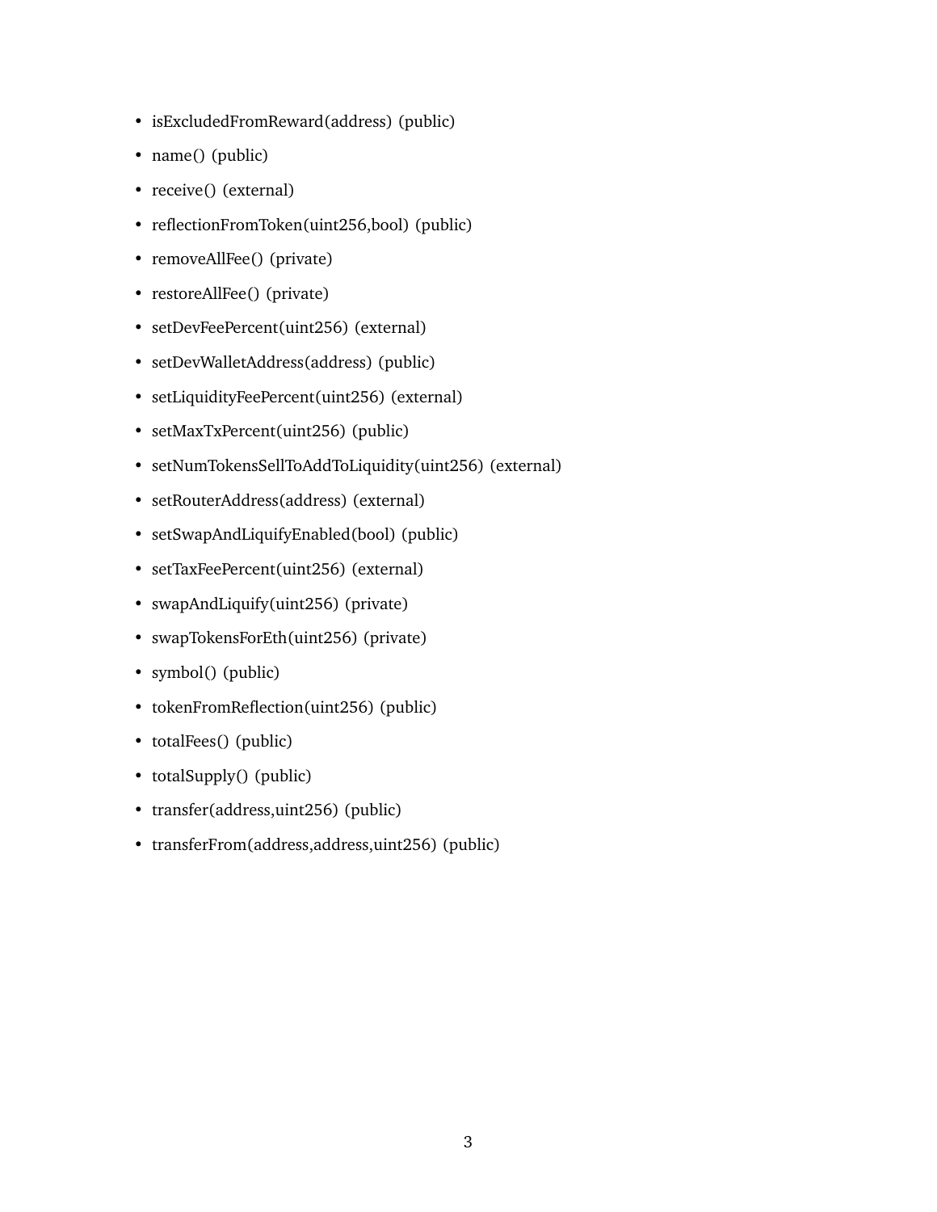- isExcludedFromReward(address) (public)
- name() (public)
- receive() (external)
- reflectionFromToken(uint256,bool) (public)
- removeAllFee() (private)
- restoreAllFee() (private)
- setDevFeePercent(uint256) (external)
- setDevWalletAddress(address) (public)
- setLiquidityFeePercent(uint256) (external)
- setMaxTxPercent(uint256) (public)
- setNumTokensSellToAddToLiquidity(uint256) (external)
- setRouterAddress(address) (external)
- setSwapAndLiquifyEnabled(bool) (public)
- setTaxFeePercent(uint256) (external)
- swapAndLiquify(uint256) (private)
- swapTokensForEth(uint256) (private)
- symbol() (public)
- tokenFromReflection(uint256) (public)
- totalFees() (public)
- totalSupply() (public)
- transfer(address,uint256) (public)
- transferFrom(address,address,uint256) (public)